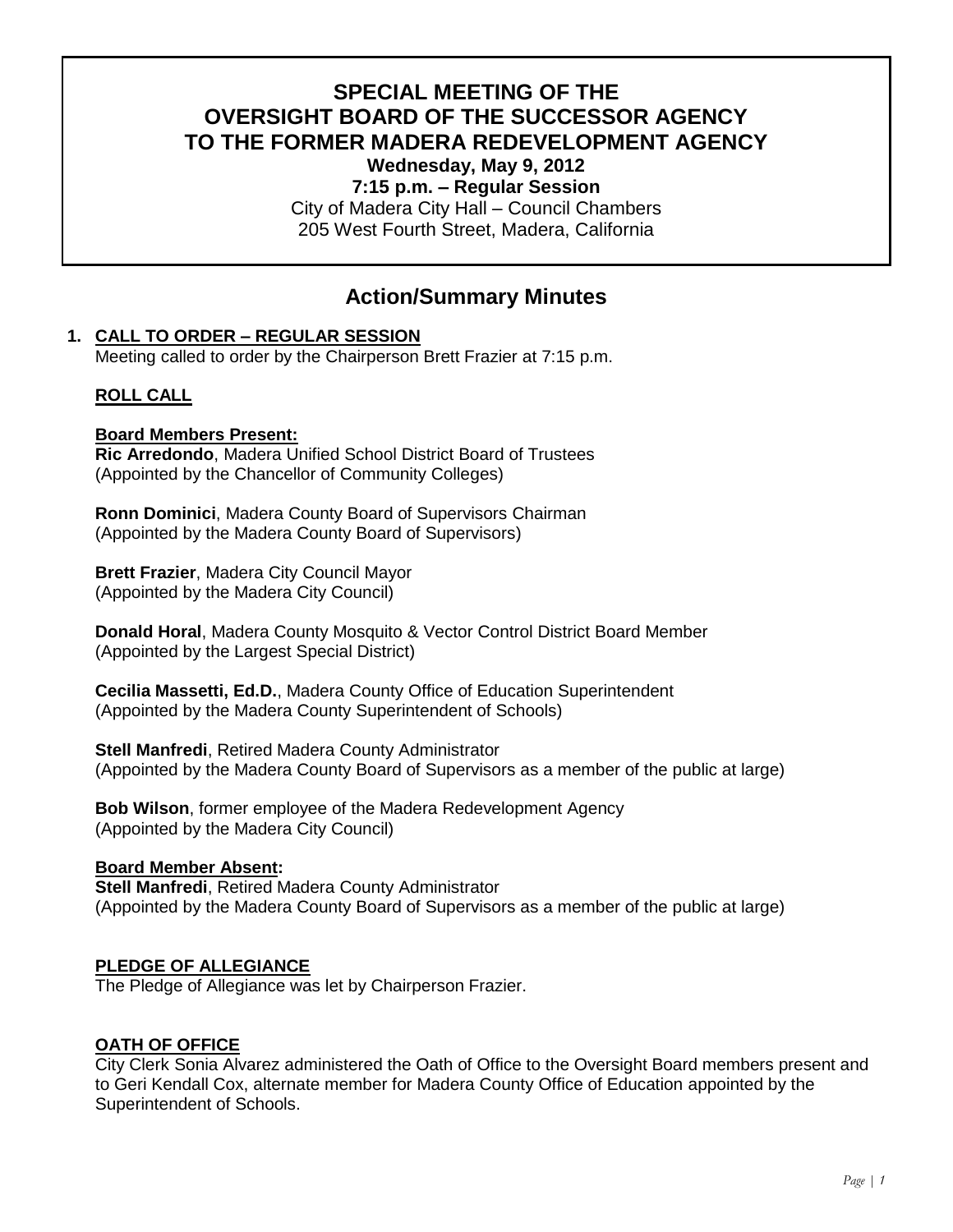# SPECIAL MEETING OF THE OVERSIGHT BOARD OF THE SUCCESSOR AGENCY TO THE FORMER MADERA REDEVELOPMENT AGENCY

**Wednesday, May 9, 2012**

**7:15 p.m. – Regular Session**

City of Madera City Hall – Council Chambers
205 West Fourth Street, Madera, California

## Action/Summary Minutes

### 1. CALL TO ORDER – REGULAR SESSION

Meeting called to order by the Chairperson Brett Frazier at 7:15 p.m.

**ROLL CALL**

**Board Members Present:**

**Ric Arredondo**, Madera Unified School District Board of Trustees
(Appointed by the Chancellor of Community Colleges)

**Ronn Dominici**, Madera County Board of Supervisors Chairman
(Appointed by the Madera County Board of Supervisors)

**Brett Frazier**, Madera City Council Mayor
(Appointed by the Madera City Council)

**Donald Horal**, Madera County Mosquito & Vector Control District Board Member
(Appointed by the Largest Special District)

**Cecilia Massetti, Ed.D.**, Madera County Office of Education Superintendent
(Appointed by the Madera County Superintendent of Schools)

**Stell Manfredi**, Retired Madera County Administrator
(Appointed by the Madera County Board of Supervisors as a member of the public at large)

**Bob Wilson**, former employee of the Madera Redevelopment Agency
(Appointed by the Madera City Council)

**Board Member Absent:**

**Stell Manfredi**, Retired Madera County Administrator
(Appointed by the Madera County Board of Supervisors as a member of the public at large)

**PLEDGE OF ALLEGIANCE**

The Pledge of Allegiance was let by Chairperson Frazier.

**OATH OF OFFICE**

City Clerk Sonia Alvarez administered the Oath of Office to the Oversight Board members present and to Geri Kendall Cox, alternate member for Madera County Office of Education appointed by the Superintendent of Schools.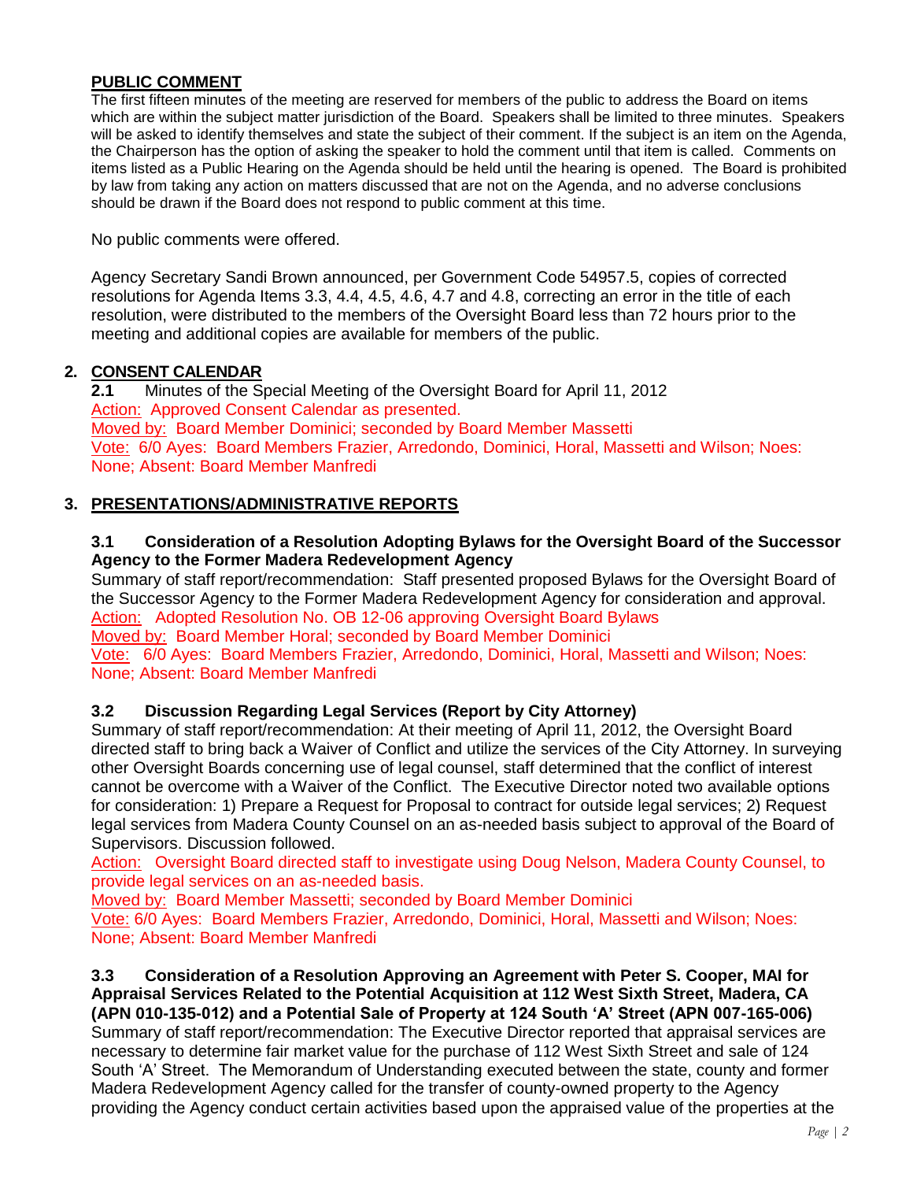**PUBLIC COMMENT**

The first fifteen minutes of the meeting are reserved for members of the public to address the Board on items which are within the subject matter jurisdiction of the Board. Speakers shall be limited to three minutes. Speakers will be asked to identify themselves and state the subject of their comment. If the subject is an item on the Agenda, the Chairperson has the option of asking the speaker to hold the comment until that item is called. Comments on items listed as a Public Hearing on the Agenda should be held until the hearing is opened. The Board is prohibited by law from taking any action on matters discussed that are not on the Agenda, and no adverse conclusions should be drawn if the Board does not respond to public comment at this time.

No public comments were offered.

Agency Secretary Sandi Brown announced, per Government Code 54957.5, copies of corrected resolutions for Agenda Items 3.3, 4.4, 4.5, 4.6, 4.7 and 4.8, correcting an error in the title of each resolution, were distributed to the members of the Oversight Board less than 72 hours prior to the meeting and additional copies are available for members of the public.

## 2. CONSENT CALENDAR

**2.1** Minutes of the Special Meeting of the Oversight Board for April 11, 2012

Action: Approved Consent Calendar as presented.

Moved by: Board Member Dominici; seconded by Board Member Massetti

Vote: 6/0 Ayes: Board Members Frazier, Arredondo, Dominici, Horal, Massetti and Wilson; Noes: None; Absent: Board Member Manfredi

## 3. PRESENTATIONS/ADMINISTRATIVE REPORTS

### 3.1 Consideration of a Resolution Adopting Bylaws for the Oversight Board of the Successor Agency to the Former Madera Redevelopment Agency

Summary of staff report/recommendation: Staff presented proposed Bylaws for the Oversight Board of the Successor Agency to the Former Madera Redevelopment Agency for consideration and approval.

Action: Adopted Resolution No. OB 12-06 approving Oversight Board Bylaws

Moved by: Board Member Horal; seconded by Board Member Dominici

Vote: 6/0 Ayes: Board Members Frazier, Arredondo, Dominici, Horal, Massetti and Wilson; Noes: None; Absent: Board Member Manfredi

### 3.2 Discussion Regarding Legal Services (Report by City Attorney)

Summary of staff report/recommendation: At their meeting of April 11, 2012, the Oversight Board directed staff to bring back a Waiver of Conflict and utilize the services of the City Attorney. In surveying other Oversight Boards concerning use of legal counsel, staff determined that the conflict of interest cannot be overcome with a Waiver of the Conflict. The Executive Director noted two available options for consideration: 1) Prepare a Request for Proposal to contract for outside legal services; 2) Request legal services from Madera County Counsel on an as-needed basis subject to approval of the Board of Supervisors. Discussion followed.

Action: Oversight Board directed staff to investigate using Doug Nelson, Madera County Counsel, to provide legal services on an as-needed basis.

Moved by: Board Member Massetti; seconded by Board Member Dominici

Vote: 6/0 Ayes: Board Members Frazier, Arredondo, Dominici, Horal, Massetti and Wilson; Noes: None; Absent: Board Member Manfredi

### 3.3 Consideration of a Resolution Approving an Agreement with Peter S. Cooper, MAI for Appraisal Services Related to the Potential Acquisition at 112 West Sixth Street, Madera, CA (APN 010-135-012) and a Potential Sale of Property at 124 South 'A' Street (APN 007-165-006)

Summary of staff report/recommendation: The Executive Director reported that appraisal services are necessary to determine fair market value for the purchase of 112 West Sixth Street and sale of 124 South 'A' Street. The Memorandum of Understanding executed between the state, county and former Madera Redevelopment Agency called for the transfer of county-owned property to the Agency providing the Agency conduct certain activities based upon the appraised value of the properties at the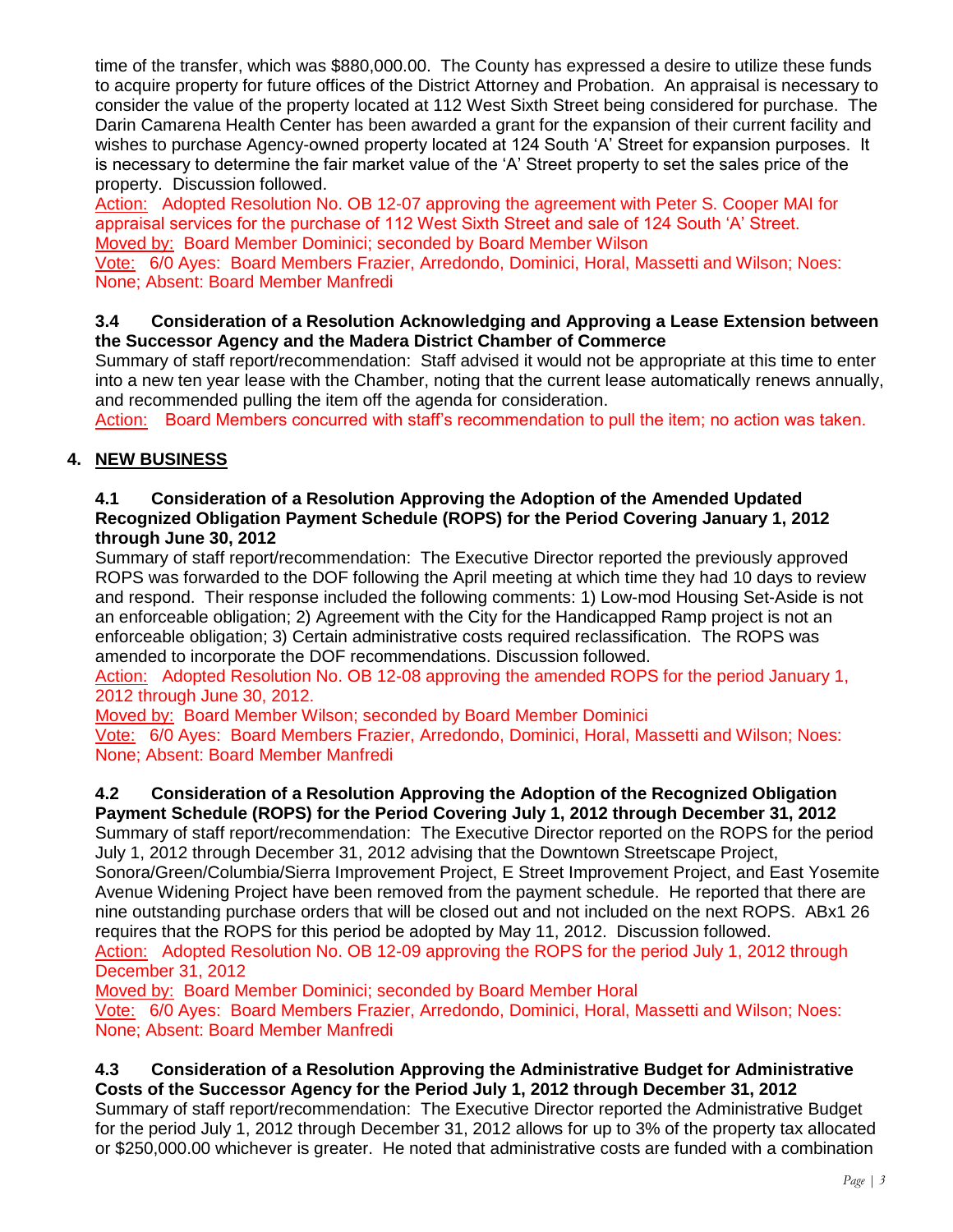time of the transfer, which was $880,000.00. The County has expressed a desire to utilize these funds to acquire property for future offices of the District Attorney and Probation. An appraisal is necessary to consider the value of the property located at 112 West Sixth Street being considered for purchase. The Darin Camarena Health Center has been awarded a grant for the expansion of their current facility and wishes to purchase Agency-owned property located at 124 South 'A' Street for expansion purposes. It is necessary to determine the fair market value of the 'A' Street property to set the sales price of the property. Discussion followed.

Action: Adopted Resolution No. OB 12-07 approving the agreement with Peter S. Cooper MAI for appraisal services for the purchase of 112 West Sixth Street and sale of 124 South 'A' Street.

Moved by: Board Member Dominici; seconded by Board Member Wilson

Vote: 6/0 Ayes: Board Members Frazier, Arredondo, Dominici, Horal, Massetti and Wilson; Noes: None; Absent: Board Member Manfredi

### 3.4 Consideration of a Resolution Acknowledging and Approving a Lease Extension between the Successor Agency and the Madera District Chamber of Commerce

Summary of staff report/recommendation: Staff advised it would not be appropriate at this time to enter into a new ten year lease with the Chamber, noting that the current lease automatically renews annually, and recommended pulling the item off the agenda for consideration.

Action: Board Members concurred with staff's recommendation to pull the item; no action was taken.

## 4. NEW BUSINESS

### 4.1 Consideration of a Resolution Approving the Adoption of the Amended Updated Recognized Obligation Payment Schedule (ROPS) for the Period Covering January 1, 2012 through June 30, 2012

Summary of staff report/recommendation: The Executive Director reported the previously approved ROPS was forwarded to the DOF following the April meeting at which time they had 10 days to review and respond. Their response included the following comments: 1) Low-mod Housing Set-Aside is not an enforceable obligation; 2) Agreement with the City for the Handicapped Ramp project is not an enforceable obligation; 3) Certain administrative costs required reclassification. The ROPS was amended to incorporate the DOF recommendations. Discussion followed.

Action: Adopted Resolution No. OB 12-08 approving the amended ROPS for the period January 1, 2012 through June 30, 2012.

Moved by: Board Member Wilson; seconded by Board Member Dominici

Vote: 6/0 Ayes: Board Members Frazier, Arredondo, Dominici, Horal, Massetti and Wilson; Noes: None; Absent: Board Member Manfredi

### 4.2 Consideration of a Resolution Approving the Adoption of the Recognized Obligation Payment Schedule (ROPS) for the Period Covering July 1, 2012 through December 31, 2012

Summary of staff report/recommendation: The Executive Director reported on the ROPS for the period July 1, 2012 through December 31, 2012 advising that the Downtown Streetscape Project, Sonora/Green/Columbia/Sierra Improvement Project, E Street Improvement Project, and East Yosemite Avenue Widening Project have been removed from the payment schedule. He reported that there are nine outstanding purchase orders that will be closed out and not included on the next ROPS. ABx1 26 requires that the ROPS for this period be adopted by May 11, 2012. Discussion followed.

Action: Adopted Resolution No. OB 12-09 approving the ROPS for the period July 1, 2012 through December 31, 2012

Moved by: Board Member Dominici; seconded by Board Member Horal

Vote: 6/0 Ayes: Board Members Frazier, Arredondo, Dominici, Horal, Massetti and Wilson; Noes: None; Absent: Board Member Manfredi

### 4.3 Consideration of a Resolution Approving the Administrative Budget for Administrative Costs of the Successor Agency for the Period July 1, 2012 through December 31, 2012

Summary of staff report/recommendation: The Executive Director reported the Administrative Budget for the period July 1, 2012 through December 31, 2012 allows for up to 3% of the property tax allocated or $250,000.00 whichever is greater. He noted that administrative costs are funded with a combination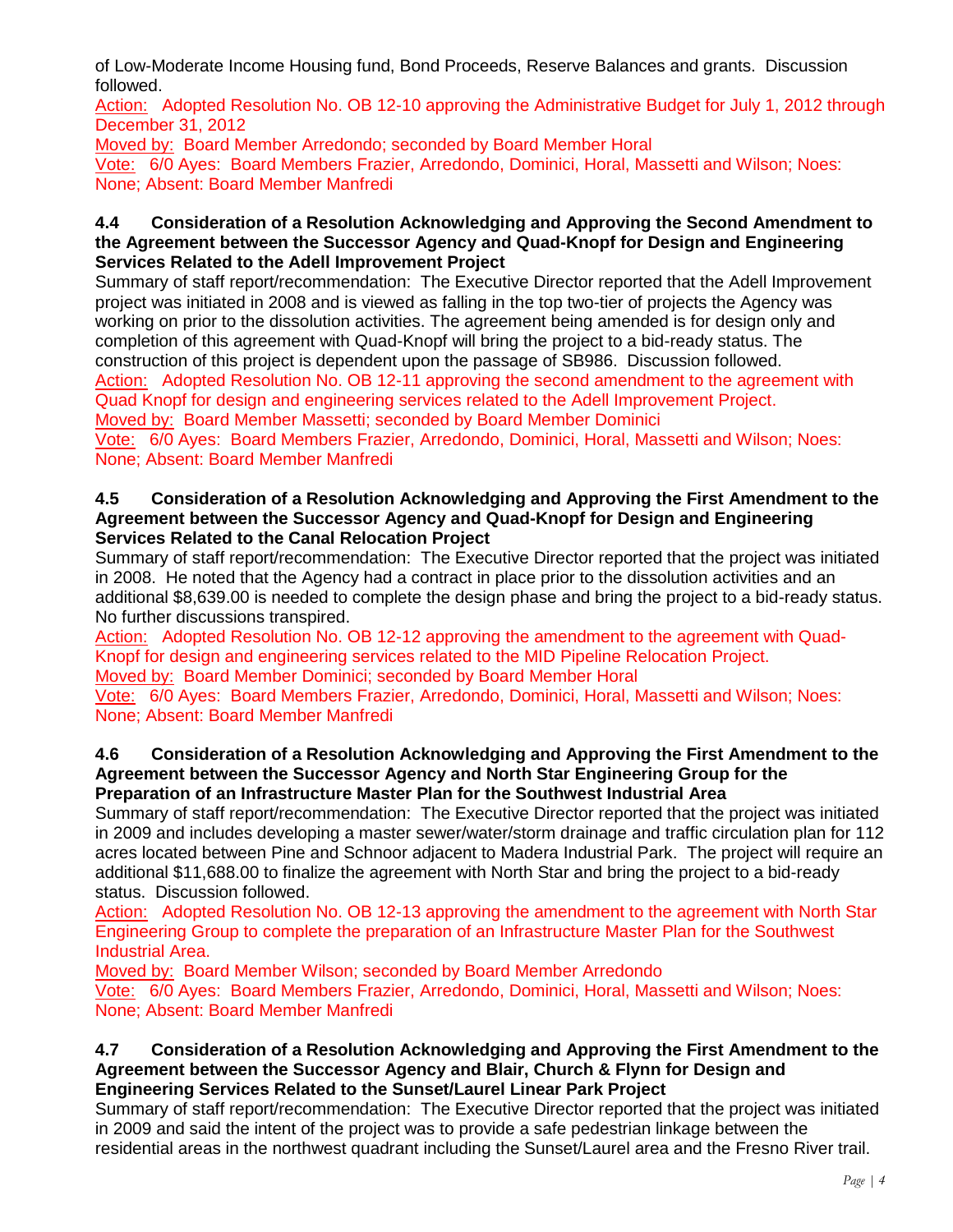of Low-Moderate Income Housing fund, Bond Proceeds, Reserve Balances and grants. Discussion followed.

Action: Adopted Resolution No. OB 12-10 approving the Administrative Budget for July 1, 2012 through December 31, 2012

Moved by: Board Member Arredondo; seconded by Board Member Horal

Vote: 6/0 Ayes: Board Members Frazier, Arredondo, Dominici, Horal, Massetti and Wilson; Noes: None; Absent: Board Member Manfredi

**4.4 Consideration of a Resolution Acknowledging and Approving the Second Amendment to the Agreement between the Successor Agency and Quad-Knopf for Design and Engineering Services Related to the Adell Improvement Project**

Summary of staff report/recommendation: The Executive Director reported that the Adell Improvement project was initiated in 2008 and is viewed as falling in the top two-tier of projects the Agency was working on prior to the dissolution activities. The agreement being amended is for design only and completion of this agreement with Quad-Knopf will bring the project to a bid-ready status. The construction of this project is dependent upon the passage of SB986. Discussion followed.

Action: Adopted Resolution No. OB 12-11 approving the second amendment to the agreement with Quad Knopf for design and engineering services related to the Adell Improvement Project.

Moved by: Board Member Massetti; seconded by Board Member Dominici

Vote: 6/0 Ayes: Board Members Frazier, Arredondo, Dominici, Horal, Massetti and Wilson; Noes: None; Absent: Board Member Manfredi

**4.5 Consideration of a Resolution Acknowledging and Approving the First Amendment to the Agreement between the Successor Agency and Quad-Knopf for Design and Engineering Services Related to the Canal Relocation Project**

Summary of staff report/recommendation: The Executive Director reported that the project was initiated in 2008. He noted that the Agency had a contract in place prior to the dissolution activities and an additional $8,639.00 is needed to complete the design phase and bring the project to a bid-ready status. No further discussions transpired.

Action: Adopted Resolution No. OB 12-12 approving the amendment to the agreement with Quad-Knopf for design and engineering services related to the MID Pipeline Relocation Project.

Moved by: Board Member Dominici; seconded by Board Member Horal

Vote: 6/0 Ayes: Board Members Frazier, Arredondo, Dominici, Horal, Massetti and Wilson; Noes: None; Absent: Board Member Manfredi

**4.6 Consideration of a Resolution Acknowledging and Approving the First Amendment to the Agreement between the Successor Agency and North Star Engineering Group for the Preparation of an Infrastructure Master Plan for the Southwest Industrial Area**

Summary of staff report/recommendation: The Executive Director reported that the project was initiated in 2009 and includes developing a master sewer/water/storm drainage and traffic circulation plan for 112 acres located between Pine and Schnoor adjacent to Madera Industrial Park. The project will require an additional $11,688.00 to finalize the agreement with North Star and bring the project to a bid-ready status. Discussion followed.

Action: Adopted Resolution No. OB 12-13 approving the amendment to the agreement with North Star Engineering Group to complete the preparation of an Infrastructure Master Plan for the Southwest Industrial Area.

Moved by: Board Member Wilson; seconded by Board Member Arredondo

Vote: 6/0 Ayes: Board Members Frazier, Arredondo, Dominici, Horal, Massetti and Wilson; Noes: None; Absent: Board Member Manfredi

**4.7 Consideration of a Resolution Acknowledging and Approving the First Amendment to the Agreement between the Successor Agency and Blair, Church & Flynn for Design and Engineering Services Related to the Sunset/Laurel Linear Park Project**

Summary of staff report/recommendation: The Executive Director reported that the project was initiated in 2009 and said the intent of the project was to provide a safe pedestrian linkage between the residential areas in the northwest quadrant including the Sunset/Laurel area and the Fresno River trail.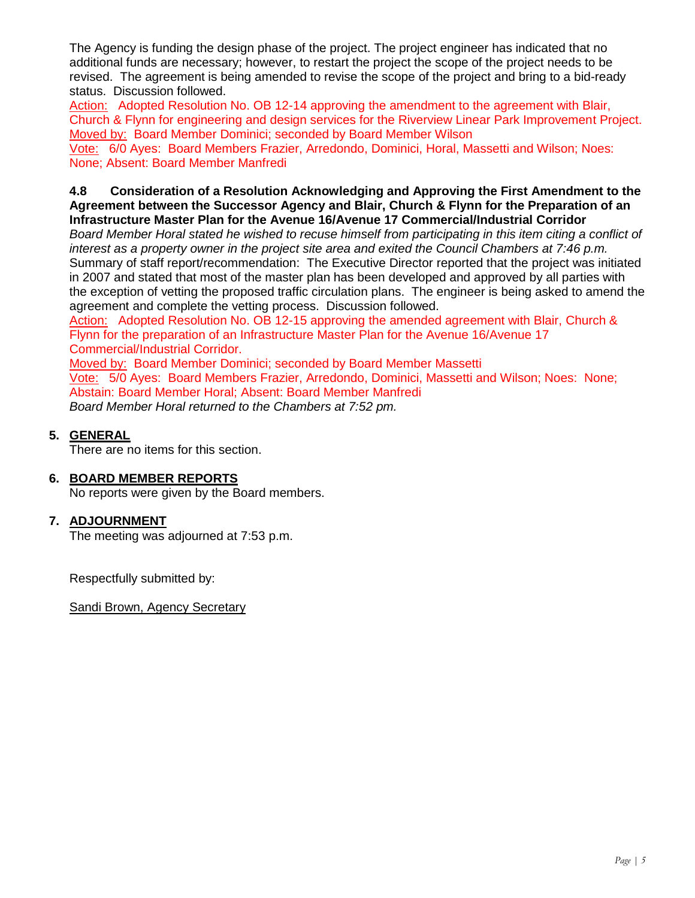The Agency is funding the design phase of the project. The project engineer has indicated that no additional funds are necessary; however, to restart the project the scope of the project needs to be revised. The agreement is being amended to revise the scope of the project and bring to a bid-ready status. Discussion followed.

Action: Adopted Resolution No. OB 12-14 approving the amendment to the agreement with Blair, Church & Flynn for engineering and design services for the Riverview Linear Park Improvement Project.
Moved by: Board Member Dominici; seconded by Board Member Wilson
Vote: 6/0 Ayes: Board Members Frazier, Arredondo, Dominici, Horal, Massetti and Wilson; Noes: None; Absent: Board Member Manfredi

**4.8 Consideration of a Resolution Acknowledging and Approving the First Amendment to the Agreement between the Successor Agency and Blair, Church & Flynn for the Preparation of an Infrastructure Master Plan for the Avenue 16/Avenue 17 Commercial/Industrial Corridor**

*Board Member Horal stated he wished to recuse himself from participating in this item citing a conflict of interest as a property owner in the project site area and exited the Council Chambers at 7:46 p.m.*

Summary of staff report/recommendation: The Executive Director reported that the project was initiated in 2007 and stated that most of the master plan has been developed and approved by all parties with the exception of vetting the proposed traffic circulation plans. The engineer is being asked to amend the agreement and complete the vetting process. Discussion followed.

Action: Adopted Resolution No. OB 12-15 approving the amended agreement with Blair, Church & Flynn for the preparation of an Infrastructure Master Plan for the Avenue 16/Avenue 17 Commercial/Industrial Corridor.
Moved by: Board Member Dominici; seconded by Board Member Massetti
Vote: 5/0 Ayes: Board Members Frazier, Arredondo, Dominici, Massetti and Wilson; Noes: None; Abstain: Board Member Horal; Absent: Board Member Manfredi
*Board Member Horal returned to the Chambers at 7:52 pm.*

5. **GENERAL**
   There are no items for this section.

6. **BOARD MEMBER REPORTS**
   No reports were given by the Board members.

7. **ADJOURNMENT**
   The meeting was adjourned at 7:53 p.m.

Respectfully submitted by:

Sandi Brown, Agency Secretary